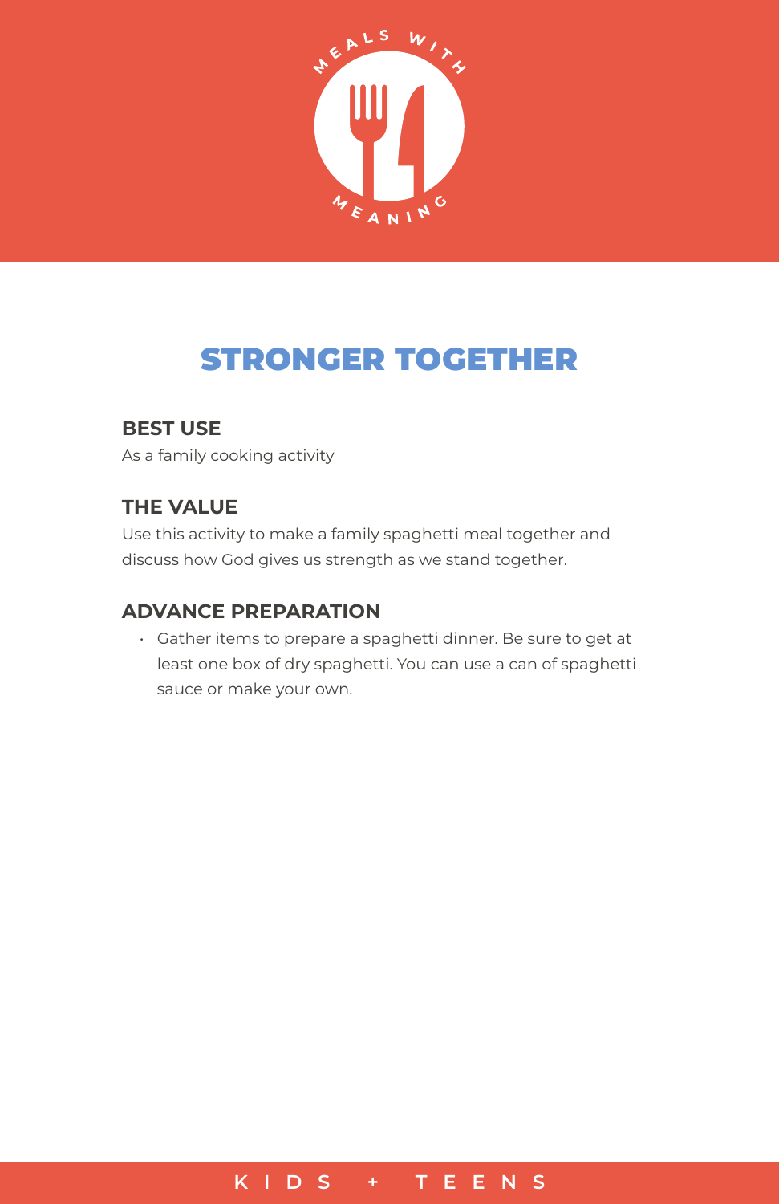# STRONGER TOGETHER

## BEST USE

As a family cooking activity

## THE VALUE

Use this activity to make a family spaghetti meal together and discuss how God gives us strength as we stand together.

## ADVANCE PREPARATION

- Gather items to prepare a spaghetti dinner. Be sure to get at least one box of dry spaghetti. You can use a can of spaghetti sauce or make your own.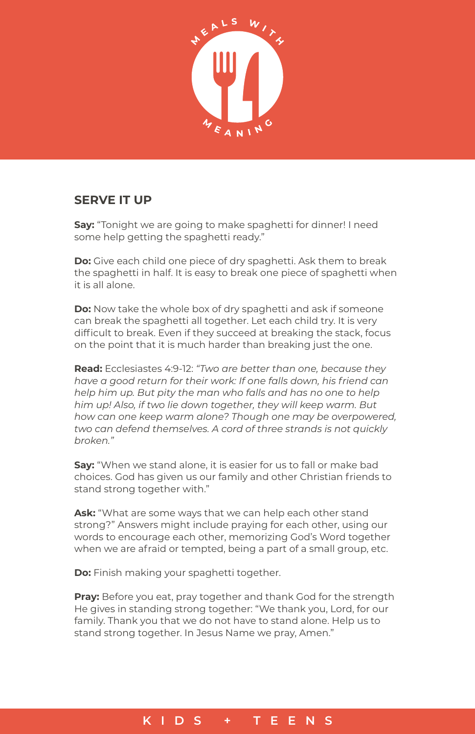## SERVE IT UP

**Say:** "Tonight we are going to make spaghetti for dinner! I need some help getting the spaghetti ready."

**Do:** Give each child one piece of dry spaghetti. Ask them to break the spaghetti in half. It is easy to break one piece of spaghetti when it is all alone.

**Do:** Now take the whole box of dry spaghetti and ask if someone can break the spaghetti all together. Let each child try. It is very difficult to break. Even if they succeed at breaking the stack, focus on the point that it is much harder than breaking just the one.

**Read:** Ecclesiastes 4:9-12: *"Two are better than one, because they have a good return for their work: If one falls down, his friend can help him up. But pity the man who falls and has no one to help him up! Also, if two lie down together, they will keep warm. But how can one keep warm alone? Though one may be overpowered, two can defend themselves. A cord of three strands is not quickly broken."*

**Say:** "When we stand alone, it is easier for us to fall or make bad choices. God has given us our family and other Christian friends to stand strong together with."

**Ask:** "What are some ways that we can help each other stand strong?" Answers might include praying for each other, using our words to encourage each other, memorizing God's Word together when we are afraid or tempted, being a part of a small group, etc.

**Do:** Finish making your spaghetti together.

**Pray:** Before you eat, pray together and thank God for the strength He gives in standing strong together: "We thank you, Lord, for our family. Thank you that we do not have to stand alone. Help us to stand strong together. In Jesus Name we pray, Amen."